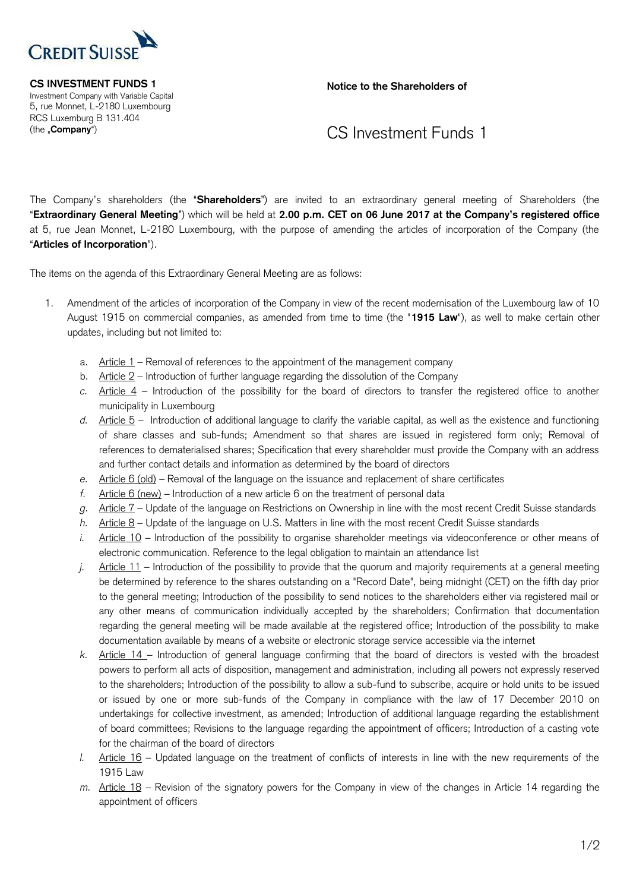**CS INVESTMENT FUNDS 1**
Investment Company with Variable Capital
5, rue Monnet, L-2180 Luxembourg
RCS Luxemburg B 131.404
(the „**Company**")

**Notice to the Shareholders of**

# CS Investment Funds 1

The Company's shareholders (the "**Shareholders**") are invited to an extraordinary general meeting of Shareholders (the "**Extraordinary General Meeting**") which will be held at **2.00 p.m. CET on 06 June 2017 at the Company's registered office** at 5, rue Jean Monnet, L-2180 Luxembourg, with the purpose of amending the articles of incorporation of the Company (the "**Articles of Incorporation**").

The items on the agenda of this Extraordinary General Meeting are as follows:

1. Amendment of the articles of incorporation of the Company in view of the recent modernisation of the Luxembourg law of 10 August 1915 on commercial companies, as amended from time to time (the "**1915 Law**"), as well to make certain other updates, including but not limited to:

   a. Article 1 – Removal of references to the appointment of the management company
   
   b. Article 2 – Introduction of further language regarding the dissolution of the Company
   
   *c.* Article 4 – Introduction of the possibility for the board of directors to transfer the registered office to another municipality in Luxembourg
   
   *d.* Article 5 – Introduction of additional language to clarify the variable capital, as well as the existence and functioning of share classes and sub-funds; Amendment so that shares are issued in registered form only; Removal of references to dematerialised shares; Specification that every shareholder must provide the Company with an address and further contact details and information as determined by the board of directors
   
   *e.* Article 6 (old) – Removal of the language on the issuance and replacement of share certificates
   
   *f.* Article 6 (new) – Introduction of a new article 6 on the treatment of personal data
   
   *g.* Article 7 – Update of the language on Restrictions on Ownership in line with the most recent Credit Suisse standards
   
   *h.* Article 8 – Update of the language on U.S. Matters in line with the most recent Credit Suisse standards
   
   *i.* Article 10 – Introduction of the possibility to organise shareholder meetings via videoconference or other means of electronic communication. Reference to the legal obligation to maintain an attendance list
   
   *j.* Article 11 – Introduction of the possibility to provide that the quorum and majority requirements at a general meeting be determined by reference to the shares outstanding on a "Record Date", being midnight (CET) on the fifth day prior to the general meeting; Introduction of the possibility to send notices to the shareholders either via registered mail or any other means of communication individually accepted by the shareholders; Confirmation that documentation regarding the general meeting will be made available at the registered office; Introduction of the possibility to make documentation available by means of a website or electronic storage service accessible via the internet
   
   *k.* Article 14 – Introduction of general language confirming that the board of directors is vested with the broadest powers to perform all acts of disposition, management and administration, including all powers not expressly reserved to the shareholders; Introduction of the possibility to allow a sub-fund to subscribe, acquire or hold units to be issued or issued by one or more sub-funds of the Company in compliance with the law of 17 December 2010 on undertakings for collective investment, as amended; Introduction of additional language regarding the establishment of board committees; Revisions to the language regarding the appointment of officers; Introduction of a casting vote for the chairman of the board of directors
   
   *l.* Article 16 – Updated language on the treatment of conflicts of interests in line with the new requirements of the 1915 Law
   
   *m.* Article 18 – Revision of the signatory powers for the Company in view of the changes in Article 14 regarding the appointment of officers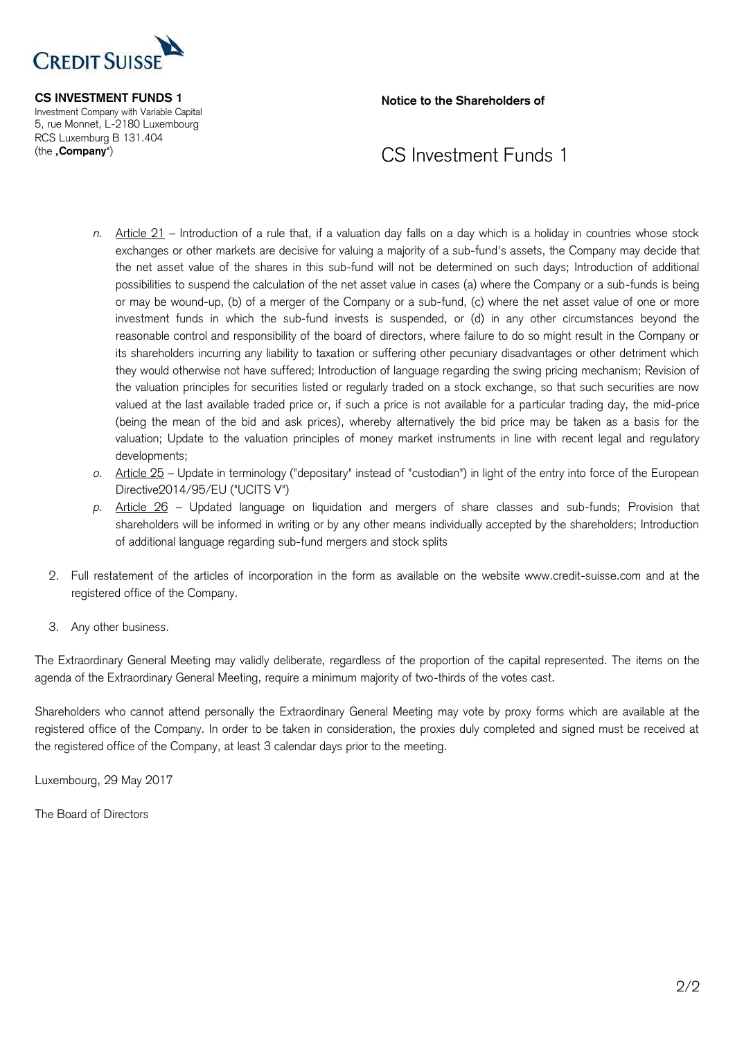**CREDIT SUISSE**

**CS INVESTMENT FUNDS 1**
Investment Company with Variable Capital
5, rue Monnet, L-2180 Luxembourg
RCS Luxemburg B 131.404
(the „**Company**")

**Notice to the Shareholders of**

# CS Investment Funds 1

*n.* Article 21 – Introduction of a rule that, if a valuation day falls on a day which is a holiday in countries whose stock exchanges or other markets are decisive for valuing a majority of a sub-fund's assets, the Company may decide that the net asset value of the shares in this sub-fund will not be determined on such days; Introduction of additional possibilities to suspend the calculation of the net asset value in cases (a) where the Company or a sub-funds is being or may be wound-up, (b) of a merger of the Company or a sub-fund, (c) where the net asset value of one or more investment funds in which the sub-fund invests is suspended, or (d) in any other circumstances beyond the reasonable control and responsibility of the board of directors, where failure to do so might result in the Company or its shareholders incurring any liability to taxation or suffering other pecuniary disadvantages or other detriment which they would otherwise not have suffered; Introduction of language regarding the swing pricing mechanism; Revision of the valuation principles for securities listed or regularly traded on a stock exchange, so that such securities are now valued at the last available traded price or, if such a price is not available for a particular trading day, the mid-price (being the mean of the bid and ask prices), whereby alternatively the bid price may be taken as a basis for the valuation; Update to the valuation principles of money market instruments in line with recent legal and regulatory developments;

*o.* Article 25 – Update in terminology ("depositary" instead of "custodian") in light of the entry into force of the European Directive2014/95/EU ("UCITS V")

*p.* Article 26 – Updated language on liquidation and mergers of share classes and sub-funds; Provision that shareholders will be informed in writing or by any other means individually accepted by the shareholders; Introduction of additional language regarding sub-fund mergers and stock splits

2. Full restatement of the articles of incorporation in the form as available on the website www.credit-suisse.com and at the registered office of the Company.

3. Any other business.

The Extraordinary General Meeting may validly deliberate, regardless of the proportion of the capital represented. The items on the agenda of the Extraordinary General Meeting, require a minimum majority of two-thirds of the votes cast.

Shareholders who cannot attend personally the Extraordinary General Meeting may vote by proxy forms which are available at the registered office of the Company. In order to be taken in consideration, the proxies duly completed and signed must be received at the registered office of the Company, at least 3 calendar days prior to the meeting.

Luxembourg, 29 May 2017

The Board of Directors